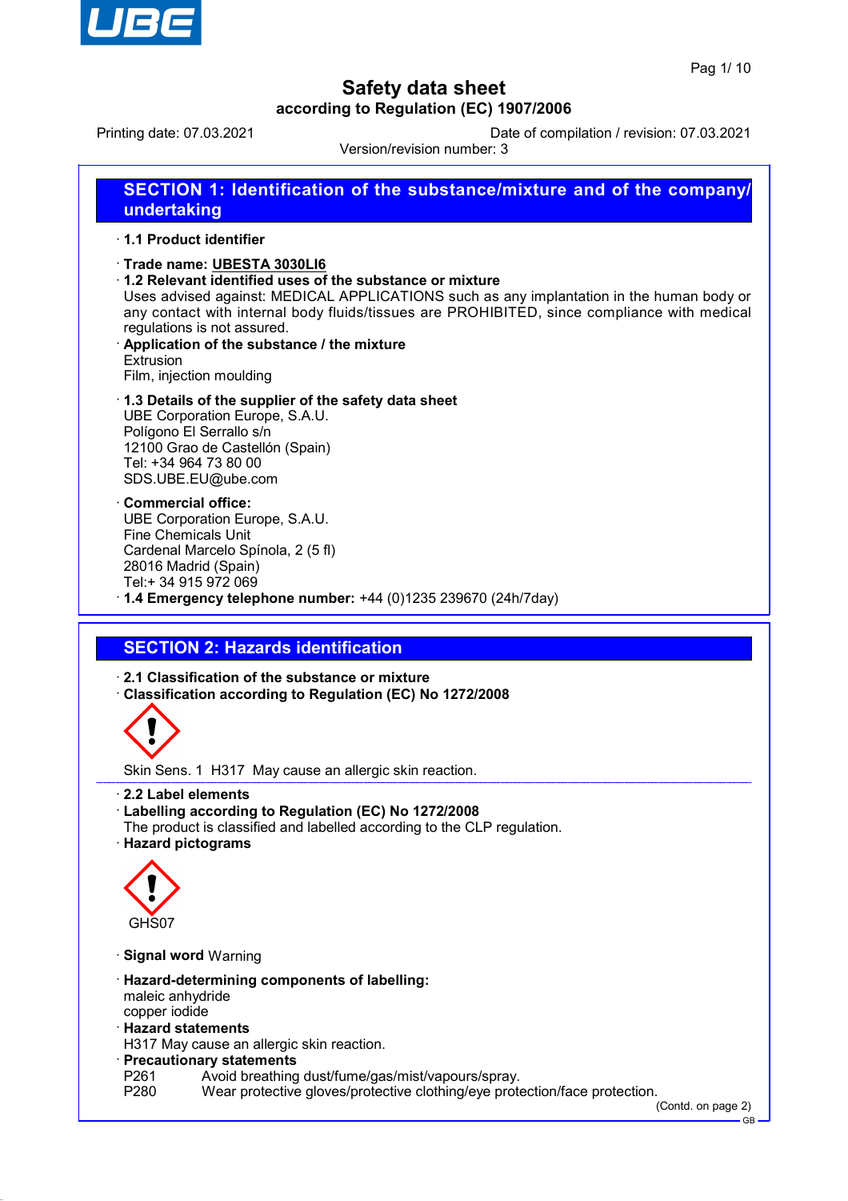# Safety data sheet
### according to Regulation (EC) 1907/2006

Printing date: 07.03.2021 | Date of compilation / revision: 07.03.2021

Version/revision number: 3

## SECTION 1: Identification of the substance/mixture and of the company/undertaking

· **1.1 Product identifier**

· **Trade name: UBESTA 3030LI6**

· **1.2 Relevant identified uses of the substance or mixture**
Uses advised against: MEDICAL APPLICATIONS such as any implantation in the human body or any contact with internal body fluids/tissues are PROHIBITED, since compliance with medical regulations is not assured.

· **Application of the substance / the mixture**
Extrusion
Film, injection moulding

· **1.3 Details of the supplier of the safety data sheet**
UBE Corporation Europe, S.A.U.
Polígono El Serrallo s/n
12100 Grao de Castellón (Spain)
Tel: +34 964 73 80 00
SDS.UBE.EU@ube.com

· **Commercial office:**
UBE Corporation Europe, S.A.U.
Fine Chemicals Unit
Cardenal Marcelo Spínola, 2 (5 fl)
28016 Madrid (Spain)
Tel:+ 34 915 972 069

· **1.4 Emergency telephone number:** +44 (0)1235 239670 (24h/7day)

## SECTION 2: Hazards identification

· **2.1 Classification of the substance or mixture**

· **Classification according to Regulation (EC) No 1272/2008**

Skin Sens. 1 H317 May cause an allergic skin reaction.

· **2.2 Label elements**

· **Labelling according to Regulation (EC) No 1272/2008**
The product is classified and labelled according to the CLP regulation.

· **Hazard pictograms**

GHS07

· **Signal word** Warning

· **Hazard-determining components of labelling:**
maleic anhydride
copper iodide

· **Hazard statements**
H317 May cause an allergic skin reaction.

· **Precautionary statements**
P261 Avoid breathing dust/fume/gas/mist/vapours/spray.
P280 Wear protective gloves/protective clothing/eye protection/face protection.

(Contd. on page 2)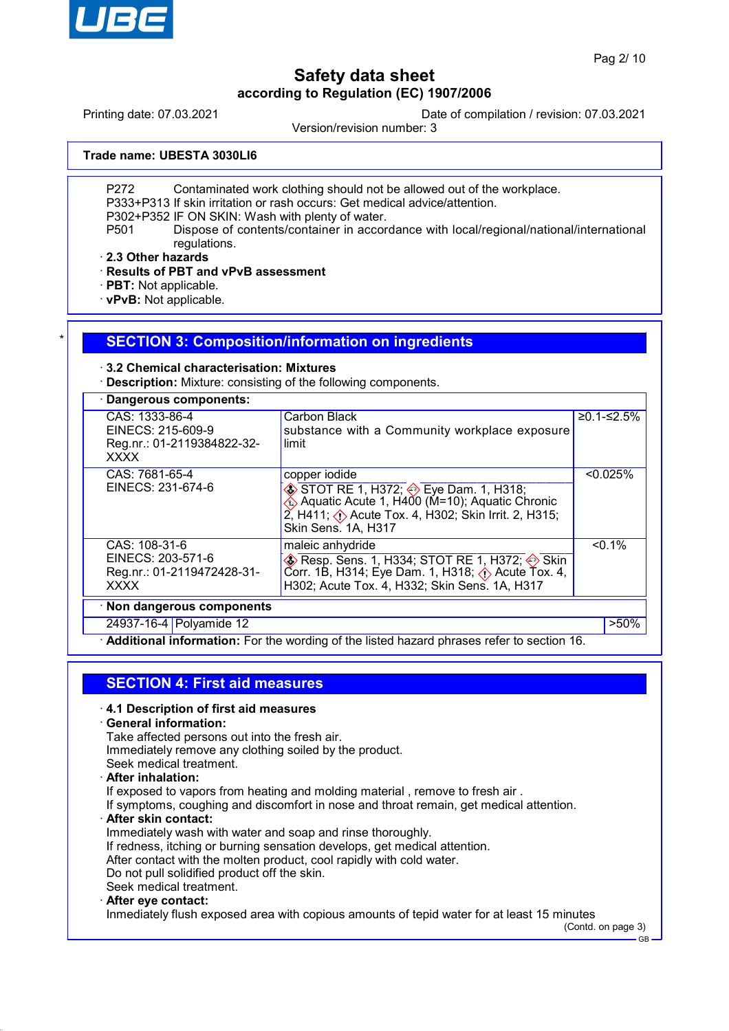P272 Contaminated work clothing should not be allowed out of the workplace.
P333+P313 If skin irritation or rash occurs: Get medical advice/attention.
P302+P352 IF ON SKIN: Wash with plenty of water.
P501 Dispose of contents/container in accordance with local/regional/national/international regulations.

· **2.3 Other hazards**
· **Results of PBT and vPvB assessment**
· **PBT:** Not applicable.
· **vPvB:** Not applicable.

## SECTION 3: Composition/information on ingredients

· **3.2 Chemical characterisation: Mixtures**
· **Description:** Mixture: consisting of the following components.

· **Dangerous components:**

| | | |
|---|---|---|
| CAS: 1333-86-4<br>EINECS: 215-609-9<br>Reg.nr.: 01-2119384822-32-XXXX | Carbon Black<br>substance with a Community workplace exposure limit | ≥0.1-≤2.5% |
| CAS: 7681-65-4<br>EINECS: 231-674-6 | copper iodide<br>STOT RE 1, H372; Eye Dam. 1, H318; Aquatic Acute 1, H400 (M=10); Aquatic Chronic 2, H411; Acute Tox. 4, H302; Skin Irrit. 2, H315; Skin Sens. 1A, H317 | <0.025% |
| CAS: 108-31-6<br>EINECS: 203-571-6<br>Reg.nr.: 01-2119472428-31-XXXX | maleic anhydride<br>Resp. Sens. 1, H334; STOT RE 1, H372; Skin Corr. 1B, H314; Eye Dam. 1, H318; Acute Tox. 4, H302; Acute Tox. 4, H332; Skin Sens. 1A, H317 | <0.1% |

· **Non dangerous components**

| | | |
|---|---|---|
| 24937-16-4 | Polyamide 12 | >50% |

· **Additional information:** For the wording of the listed hazard phrases refer to section 16.

## SECTION 4: First aid measures

· **4.1 Description of first aid measures**
· **General information:**
Take affected persons out into the fresh air.
Immediately remove any clothing soiled by the product.
Seek medical treatment.
· **After inhalation:**
If exposed to vapors from heating and molding material , remove to fresh air .
If symptoms, coughing and discomfort in nose and throat remain, get medical attention.
· **After skin contact:**
Immediately wash with water and soap and rinse thoroughly.
If redness, itching or burning sensation develops, get medical attention.
After contact with the molten product, cool rapidly with cold water.
Do not pull solidified product off the skin.
Seek medical treatment.
· **After eye contact:**
Inmediately flush exposed area with copious amounts of tepid water for at least 15 minutes

(Contd. on page 3)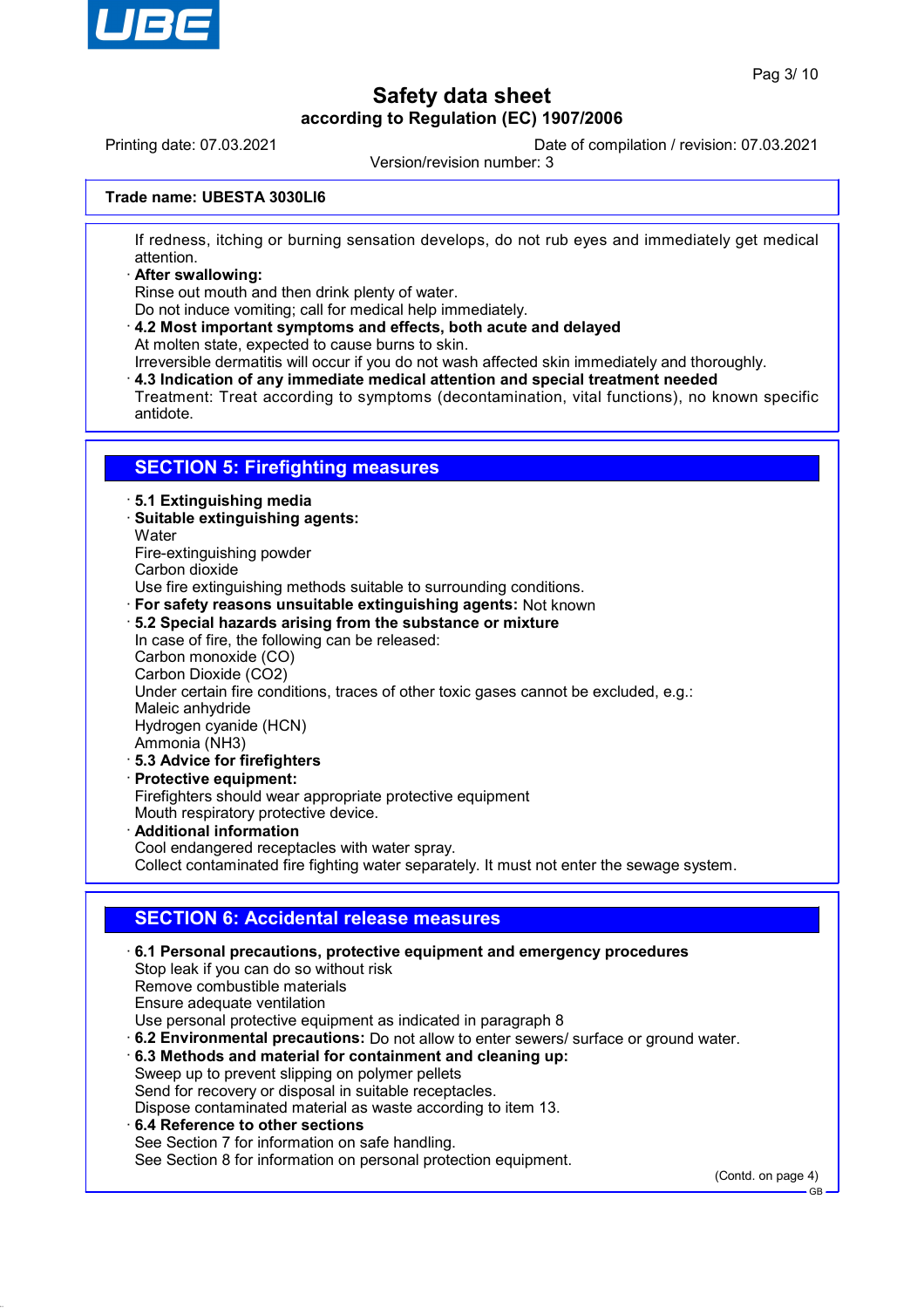**Safety data sheet**
**according to Regulation (EC) 1907/2006**

Printing date: 07.03.2021 Date of compilation / revision: 07.03.2021
Version/revision number: 3

**Trade name: UBESTA 3030LI6**

If redness, itching or burning sensation develops, do not rub eyes and immediately get medical attention.

· **After swallowing:**
Rinse out mouth and then drink plenty of water.
Do not induce vomiting; call for medical help immediately.

· **4.2 Most important symptoms and effects, both acute and delayed**
At molten state, expected to cause burns to skin.
Irreversible dermatitis will occur if you do not wash affected skin immediately and thoroughly.

· **4.3 Indication of any immediate medical attention and special treatment needed**
Treatment: Treat according to symptoms (decontamination, vital functions), no known specific antidote.

## SECTION 5: Firefighting measures

· **5.1 Extinguishing media**
· **Suitable extinguishing agents:**
Water
Fire-extinguishing powder
Carbon dioxide
Use fire extinguishing methods suitable to surrounding conditions.
· **For safety reasons unsuitable extinguishing agents:** Not known
· **5.2 Special hazards arising from the substance or mixture**
In case of fire, the following can be released:
Carbon monoxide (CO)
Carbon Dioxide ($CO_2$)
Under certain fire conditions, traces of other toxic gases cannot be excluded, e.g.:
Maleic anhydride
Hydrogen cyanide (HCN)
Ammonia ($NH_3$)
· **5.3 Advice for firefighters**
· **Protective equipment:**
Firefighters should wear appropriate protective equipment
Mouth respiratory protective device.
· **Additional information**
Cool endangered receptacles with water spray.
Collect contaminated fire fighting water separately. It must not enter the sewage system.

## SECTION 6: Accidental release measures

· **6.1 Personal precautions, protective equipment and emergency procedures**
Stop leak if you can do so without risk
Remove combustible materials
Ensure adequate ventilation
Use personal protective equipment as indicated in paragraph 8
· **6.2 Environmental precautions:** Do not allow to enter sewers/ surface or ground water.
· **6.3 Methods and material for containment and cleaning up:**
Sweep up to prevent slipping on polymer pellets
Send for recovery or disposal in suitable receptacles.
Dispose contaminated material as waste according to item 13.
· **6.4 Reference to other sections**
See Section 7 for information on safe handling.
See Section 8 for information on personal protection equipment.

(Contd. on page 4)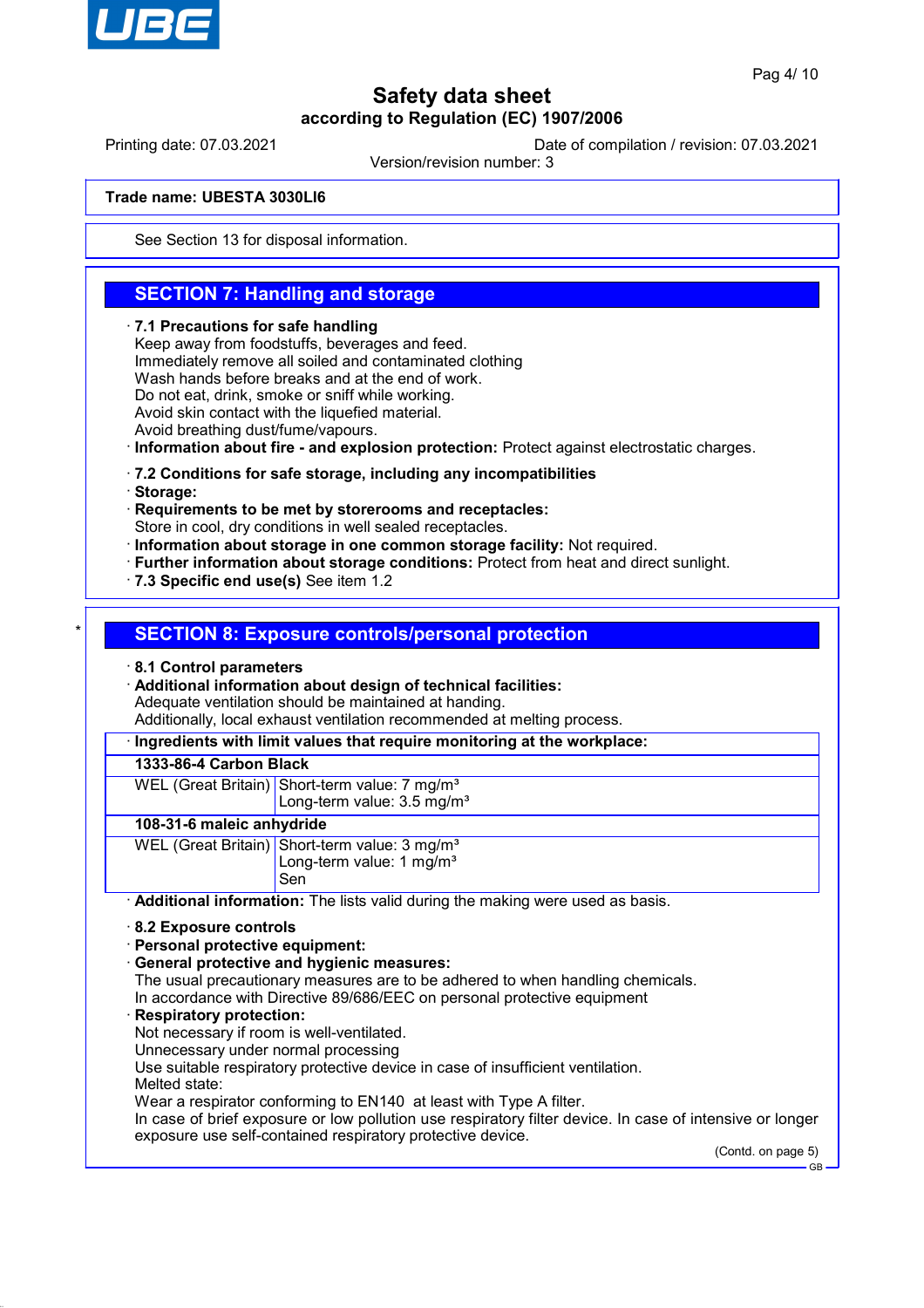See Section 13 for disposal information.

## SECTION 7: Handling and storage

· **7.1 Precautions for safe handling**
Keep away from foodstuffs, beverages and feed.
Immediately remove all soiled and contaminated clothing
Wash hands before breaks and at the end of work.
Do not eat, drink, smoke or sniff while working.
Avoid skin contact with the liquefied material.
Avoid breathing dust/fume/vapours.
· **Information about fire - and explosion protection:** Protect against electrostatic charges.

· **7.2 Conditions for safe storage, including any incompatibilities**
· **Storage:**
· **Requirements to be met by storerooms and receptacles:**
Store in cool, dry conditions in well sealed receptacles.
· **Information about storage in one common storage facility:** Not required.
· **Further information about storage conditions:** Protect from heat and direct sunlight.
· **7.3 Specific end use(s)** See item 1.2

## * SECTION 8: Exposure controls/personal protection

· **8.1 Control parameters**
· **Additional information about design of technical facilities:**
Adequate ventilation should be maintained at handing.
Additionally, local exhaust ventilation recommended at melting process.

| · **Ingredients with limit values that require monitoring at the workplace:** | |
|---|---|
| **1333-86-4 Carbon Black** | |
| WEL (Great Britain) | Short-term value: 7 mg/m³<br>Long-term value: 3.5 mg/m³ |
| **108-31-6 maleic anhydride** | |
| WEL (Great Britain) | Short-term value: 3 mg/m³<br>Long-term value: 1 mg/m³<br>Sen |

· **Additional information:** The lists valid during the making were used as basis.

· **8.2 Exposure controls**
· **Personal protective equipment:**
· **General protective and hygienic measures:**
The usual precautionary measures are to be adhered to when handling chemicals.
In accordance with Directive 89/686/EEC on personal protective equipment
· **Respiratory protection:**
Not necessary if room is well-ventilated.
Unnecessary under normal processing
Use suitable respiratory protective device in case of insufficient ventilation.
Melted state:
Wear a respirator conforming to EN140 at least with Type A filter.
In case of brief exposure or low pollution use respiratory filter device. In case of intensive or longer exposure use self-contained respiratory protective device.

(Contd. on page 5)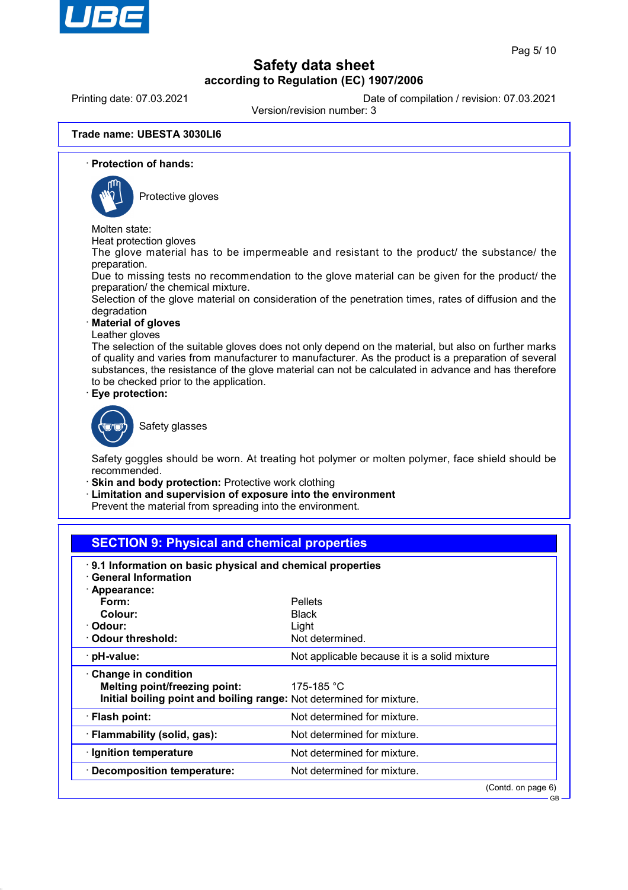**Trade name: UBESTA 3030LI6**

· **Protection of hands:**

Protective gloves

Molten state:
Heat protection gloves
The glove material has to be impermeable and resistant to the product/ the substance/ the preparation.
Due to missing tests no recommendation to the glove material can be given for the product/ the preparation/ the chemical mixture.
Selection of the glove material on consideration of the penetration times, rates of diffusion and the degradation

· **Material of gloves**
Leather gloves
The selection of the suitable gloves does not only depend on the material, but also on further marks of quality and varies from manufacturer to manufacturer. As the product is a preparation of several substances, the resistance of the glove material can not be calculated in advance and has therefore to be checked prior to the application.

· **Eye protection:**

Safety glasses

Safety goggles should be worn. At treating hot polymer or molten polymer, face shield should be recommended.

· **Skin and body protection:** Protective work clothing

· **Limitation and supervision of exposure into the environment**
Prevent the material from spreading into the environment.

## SECTION 9: Physical and chemical properties

· **9.1 Information on basic physical and chemical properties**

· **General Information**

· **Appearance:**

| | |
|---|---|
| **Form:** | Pellets |
| **Colour:** | Black |
| · **Odour:** | Light |
| · **Odour threshold:** | Not determined. |
| · **pH-value:** | Not applicable because it is a solid mixture |
| · **Change in condition** | |
| **Melting point/freezing point:** | 175-185 °C |
| **Initial boiling point and boiling range:** | Not determined for mixture. |
| · **Flash point:** | Not determined for mixture. |
| · **Flammability (solid, gas):** | Not determined for mixture. |
| · **Ignition temperature** | Not determined for mixture. |
| · **Decomposition temperature:** | Not determined for mixture. |

(Contd. on page 6)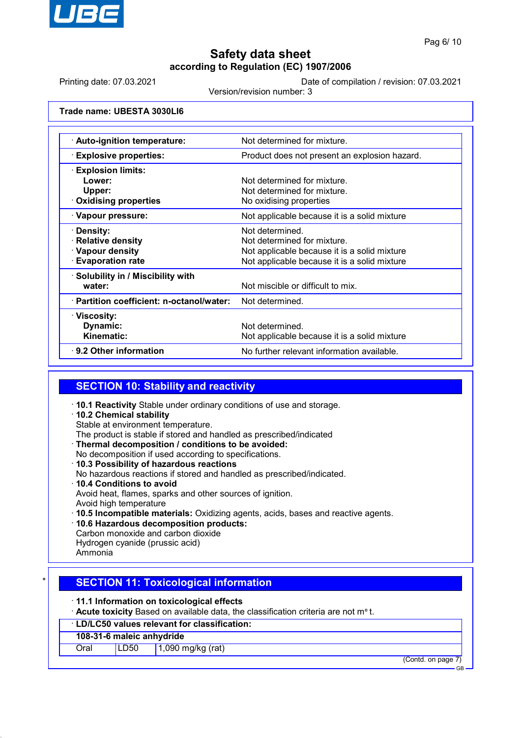Safety data sheet
according to Regulation (EC) 1907/2006

Printing date: 07.03.2021 | Date of compilation / revision: 07.03.2021
Version/revision number: 3

**Trade name: UBESTA 3030LI6**

| | |
|---|---|
| · **Auto-ignition temperature:** | Not determined for mixture. |
| · **Explosive properties:** | Product does not present an explosion hazard. |
| · **Explosion limits:** | |
| **Lower:** | Not determined for mixture. |
| **Upper:** | Not determined for mixture. |
| · **Oxidising properties** | No oxidising properties |
| · **Vapour pressure:** | Not applicable because it is a solid mixture |
| · **Density:** | Not determined. |
| · **Relative density** | Not determined for mixture. |
| · **Vapour density** | Not applicable because it is a solid mixture |
| · **Evaporation rate** | Not applicable because it is a solid mixture |
| · **Solubility in / Miscibility with water:** | Not miscible or difficult to mix. |
| · **Partition coefficient: n-octanol/water:** | Not determined. |
| · **Viscosity:** | |
| **Dynamic:** | Not determined. |
| **Kinematic:** | Not applicable because it is a solid mixture |
| · **9.2 Other information** | No further relevant information available. |

## SECTION 10: Stability and reactivity

· **10.1 Reactivity** Stable under ordinary conditions of use and storage.
· **10.2 Chemical stability**
Stable at environment temperature.
The product is stable if stored and handled as prescribed/indicated
· **Thermal decomposition / conditions to be avoided:**
No decomposition if used according to specifications.
· **10.3 Possibility of hazardous reactions**
No hazardous reactions if stored and handled as prescribed/indicated.
· **10.4 Conditions to avoid**
Avoid heat, flames, sparks and other sources of ignition.
Avoid high temperature
· **10.5 Incompatible materials:** Oxidizing agents, acids, bases and reactive agents.
· **10.6 Hazardous decomposition products:**
Carbon monoxide and carbon dioxide
Hydrogen cyanide (prussic acid)
Ammonia

## SECTION 11: Toxicological information

· **11.1 Information on toxicological effects**
· **Acute toxicity** Based on available data, the classification criteria are not met.

| · **LD/LC50 values relevant for classification:** | | |
|---|---|---|
| **108-31-6 maleic anhydride** | | |
| Oral | LD50 | 1,090 mg/kg (rat) |

(Contd. on page 7)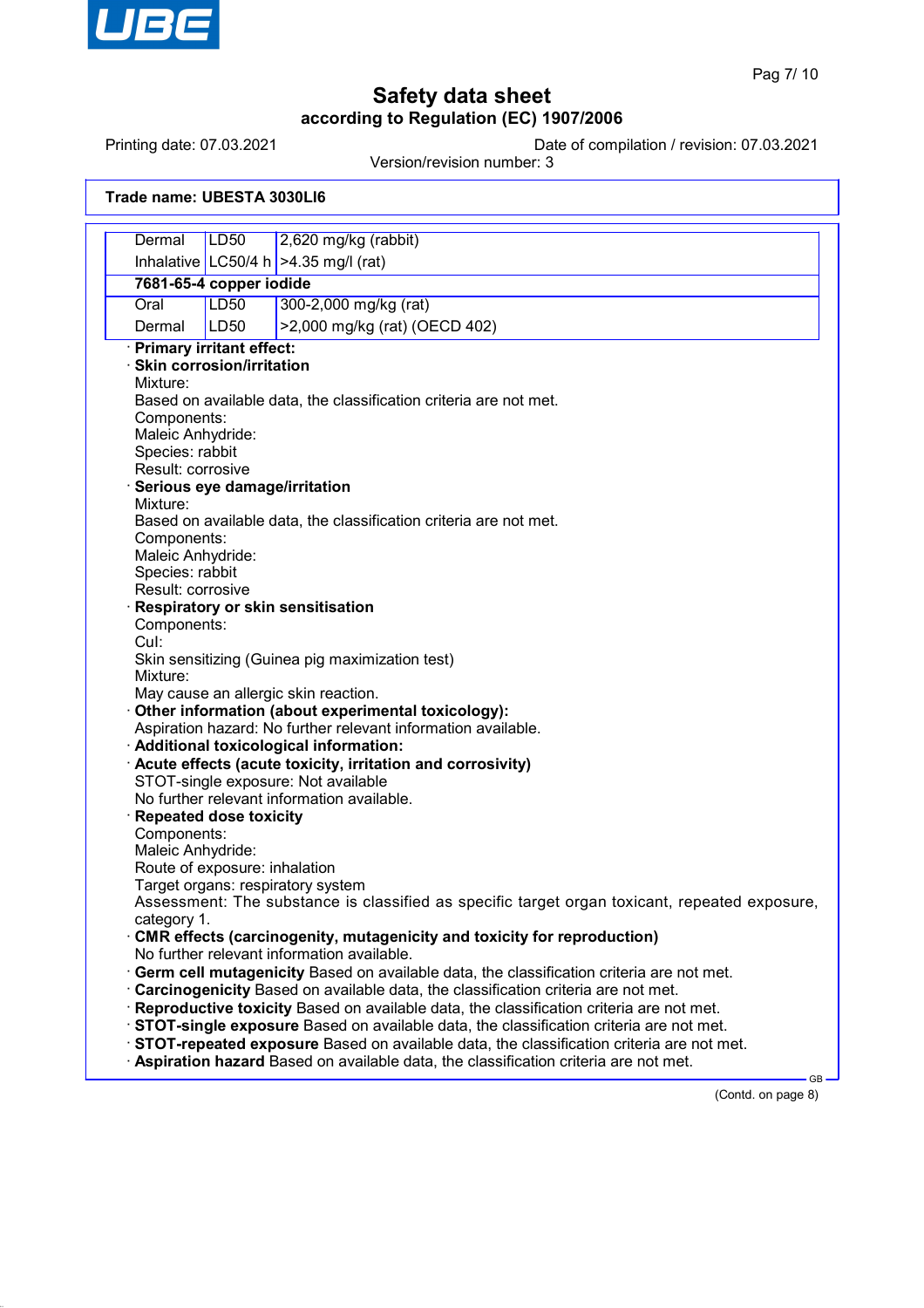Safety data sheet
according to Regulation (EC) 1907/2006

Printing date: 07.03.2021 Date of compilation / revision: 07.03.2021
Version/revision number: 3

**Trade name: UBESTA 3030LI6**

| | | |
|---|---|---|
| Dermal | LD50 | 2,620 mg/kg (rabbit) |
| Inhalative | LC50/4 h | >4.35 mg/l (rat) |
| **7681-65-4 copper iodide** | | |
| Oral | LD50 | 300-2,000 mg/kg (rat) |
| Dermal | LD50 | >2,000 mg/kg (rat) (OECD 402) |

· **Primary irritant effect:**

· **Skin corrosion/irritation**
Mixture:
Based on available data, the classification criteria are not met.
Components:
Maleic Anhydride:
Species: rabbit
Result: corrosive

· **Serious eye damage/irritation**
Mixture:
Based on available data, the classification criteria are not met.
Components:
Maleic Anhydride:
Species: rabbit
Result: corrosive

· **Respiratory or skin sensitisation**
Components:
CuI:
Skin sensitizing (Guinea pig maximization test)
Mixture:
May cause an allergic skin reaction.

· **Other information (about experimental toxicology):**
Aspiration hazard: No further relevant information available.

· **Additional toxicological information:**

· **Acute effects (acute toxicity, irritation and corrosivity)**
STOT-single exposure: Not available
No further relevant information available.

· **Repeated dose toxicity**
Components:
Maleic Anhydride:
Route of exposure: inhalation
Target organs: respiratory system
Assessment: The substance is classified as specific target organ toxicant, repeated exposure, category 1.

· **CMR effects (carcinogenity, mutagenicity and toxicity for reproduction)**
No further relevant information available.

· **Germ cell mutagenicity** Based on available data, the classification criteria are not met.
· **Carcinogenicity** Based on available data, the classification criteria are not met.
· **Reproductive toxicity** Based on available data, the classification criteria are not met.
· **STOT-single exposure** Based on available data, the classification criteria are not met.
· **STOT-repeated exposure** Based on available data, the classification criteria are not met.
· **Aspiration hazard** Based on available data, the classification criteria are not met.

(Contd. on page 8)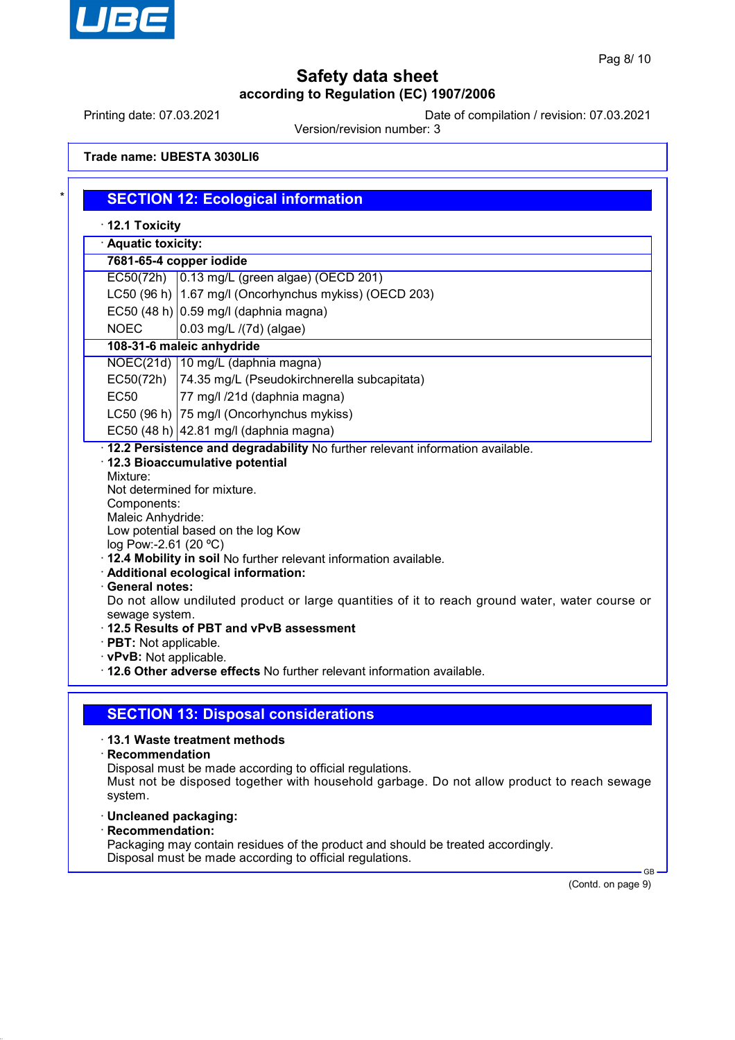**Trade name: UBESTA 3030LI6**

## SECTION 12: Ecological information

· **12.1 Toxicity**

| · **Aquatic toxicity:** | |
|---|---|
| **7681-65-4 copper iodide** | |
| EC50(72h) | 0.13 mg/L (green algae) (OECD 201) |
| LC50 (96 h) | 1.67 mg/l (Oncorhynchus mykiss) (OECD 203) |
| EC50 (48 h) | 0.59 mg/l (daphnia magna) |
| NOEC | 0.03 mg/L /(7d) (algae) |
| **108-31-6 maleic anhydride** | |
| NOEC(21d) | 10 mg/L (daphnia magna) |
| EC50(72h) | 74.35 mg/L (Pseudokirchnerella subcapitata) |
| EC50 | 77 mg/l /21d (daphnia magna) |
| LC50 (96 h) | 75 mg/l (Oncorhynchus mykiss) |
| EC50 (48 h) | 42.81 mg/l (daphnia magna) |

· **12.2 Persistence and degradability** No further relevant information available.

· **12.3 Bioaccumulative potential**
Mixture:
Not determined for mixture.
Components:
Maleic Anhydride:
Low potential based on the log Kow
log Pow:-2.61 (20 ºC)

· **12.4 Mobility in soil** No further relevant information available.

· **Additional ecological information:**

· **General notes:**
Do not allow undiluted product or large quantities of it to reach ground water, water course or sewage system.

· **12.5 Results of PBT and vPvB assessment**

· **PBT:** Not applicable.

· **vPvB:** Not applicable.

· **12.6 Other adverse effects** No further relevant information available.

## SECTION 13: Disposal considerations

· **13.1 Waste treatment methods**

· **Recommendation**
Disposal must be made according to official regulations.
Must not be disposed together with household garbage. Do not allow product to reach sewage system.

· **Uncleaned packaging:**

· **Recommendation:**
Packaging may contain residues of the product and should be treated accordingly.
Disposal must be made according to official regulations.

(Contd. on page 9)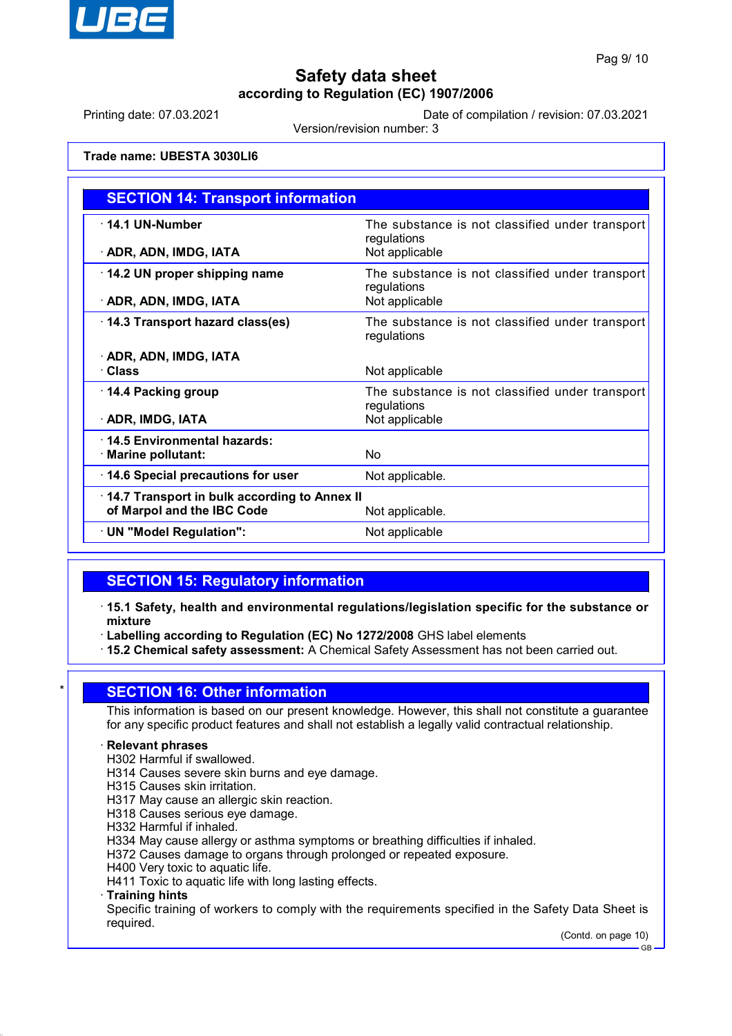# Safety data sheet

**according to Regulation (EC) 1907/2006**

Printing date: 07.03.2021 Date of compilation / revision: 07.03.2021

Version/revision number: 3

**Trade name: UBESTA 3030LI6**

## SECTION 14: Transport information

| | |
|---|---|
| · **14.1 UN-Number** | The substance is not classified under transport regulations |
| · **ADR, ADN, IMDG, IATA** | Not applicable |
| · **14.2 UN proper shipping name** | The substance is not classified under transport regulations |
| · **ADR, ADN, IMDG, IATA** | Not applicable |
| · **14.3 Transport hazard class(es)** | The substance is not classified under transport regulations |
| · **ADR, ADN, IMDG, IATA** | |
| · **Class** | Not applicable |
| · **14.4 Packing group** | The substance is not classified under transport regulations |
| · **ADR, IMDG, IATA** | Not applicable |
| · **14.5 Environmental hazards:** | |
| · **Marine pollutant:** | No |
| · **14.6 Special precautions for user** | Not applicable. |
| · **14.7 Transport in bulk according to Annex II of Marpol and the IBC Code** | Not applicable. |
| · **UN "Model Regulation":** | Not applicable |

## SECTION 15: Regulatory information

· **15.1 Safety, health and environmental regulations/legislation specific for the substance or mixture**
· **Labelling according to Regulation (EC) No 1272/2008** GHS label elements
· **15.2 Chemical safety assessment:** A Chemical Safety Assessment has not been carried out.

\* 

## SECTION 16: Other information

This information is based on our present knowledge. However, this shall not constitute a guarantee for any specific product features and shall not establish a legally valid contractual relationship.

· **Relevant phrases**
H302 Harmful if swallowed.
H314 Causes severe skin burns and eye damage.
H315 Causes skin irritation.
H317 May cause an allergic skin reaction.
H318 Causes serious eye damage.
H332 Harmful if inhaled.
H334 May cause allergy or asthma symptoms or breathing difficulties if inhaled.
H372 Causes damage to organs through prolonged or repeated exposure.
H400 Very toxic to aquatic life.
H411 Toxic to aquatic life with long lasting effects.

· **Training hints**
Specific training of workers to comply with the requirements specified in the Safety Data Sheet is required.

(Contd. on page 10)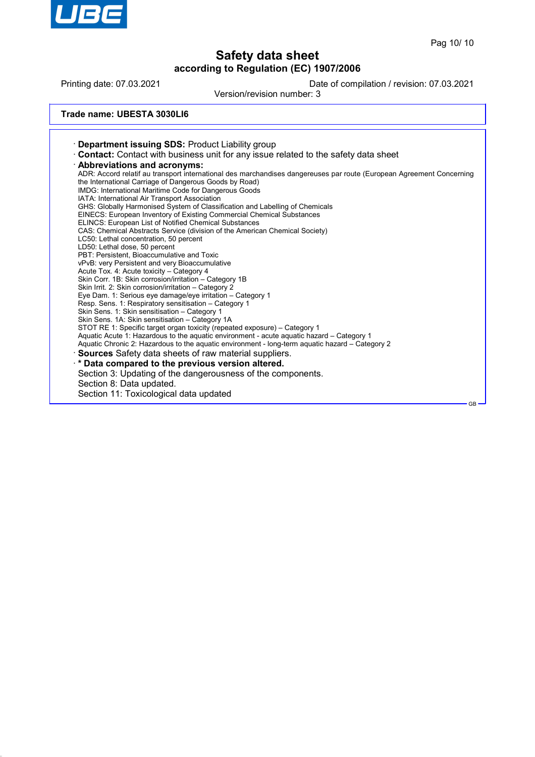Trade name: UBESTA 3030LI6

· **Department issuing SDS:** Product Liability group
· **Contact:** Contact with business unit for any issue related to the safety data sheet
· **Abbreviations and acronyms:**
ADR: Accord relatif au transport international des marchandises dangereuses par route (European Agreement Concerning the International Carriage of Dangerous Goods by Road)
IMDG: International Maritime Code for Dangerous Goods
IATA: International Air Transport Association
GHS: Globally Harmonised System of Classification and Labelling of Chemicals
EINECS: European Inventory of Existing Commercial Chemical Substances
ELINCS: European List of Notified Chemical Substances
CAS: Chemical Abstracts Service (division of the American Chemical Society)
LC50: Lethal concentration, 50 percent
LD50: Lethal dose, 50 percent
PBT: Persistent, Bioaccumulative and Toxic
vPvB: very Persistent and very Bioaccumulative
Acute Tox. 4: Acute toxicity – Category 4
Skin Corr. 1B: Skin corrosion/irritation – Category 1B
Skin Irrit. 2: Skin corrosion/irritation – Category 2
Eye Dam. 1: Serious eye damage/eye irritation – Category 1
Resp. Sens. 1: Respiratory sensitisation – Category 1
Skin Sens. 1: Skin sensitisation – Category 1
Skin Sens. 1A: Skin sensitisation – Category 1A
STOT RE 1: Specific target organ toxicity (repeated exposure) – Category 1
Aquatic Acute 1: Hazardous to the aquatic environment - acute aquatic hazard – Category 1
Aquatic Chronic 2: Hazardous to the aquatic environment - long-term aquatic hazard – Category 2
· **Sources** Safety data sheets of raw material suppliers.
· *** Data compared to the previous version altered.**
Section 3: Updating of the dangerousness of the components.
Section 8: Data updated.
Section 11: Toxicological data updated